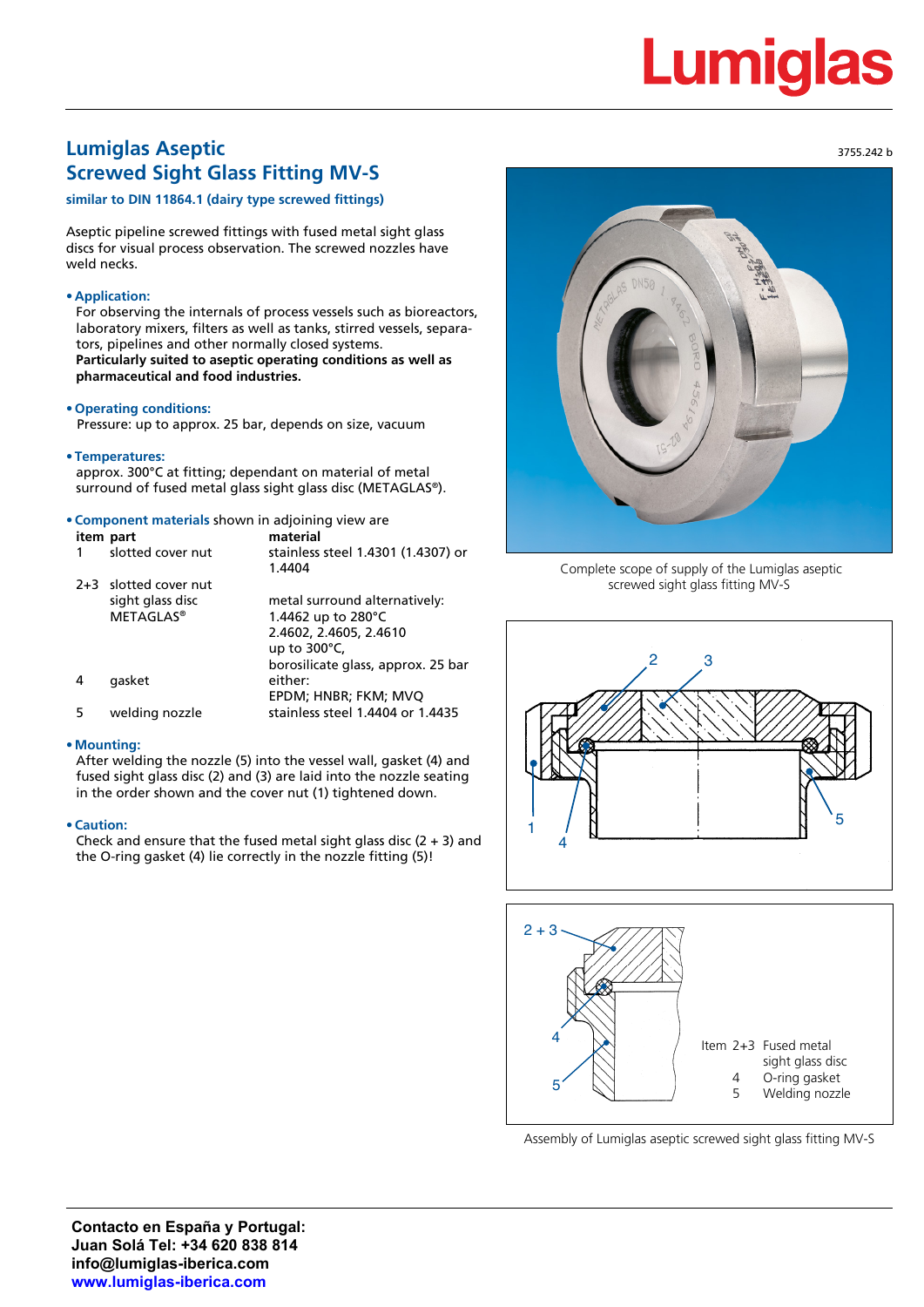Lumiglas

# Lumiglas Aseptic
# Screwed Sight Glass Fitting MV-S

3755.242 b

**similar to DIN 11864.1 (dairy type screwed fittings)**

Aseptic pipeline screwed fittings with fused metal sight glass discs for visual process observation. The screwed nozzles have weld necks.

- **Application:**
  For observing the internals of process vessels such as bioreactors, laboratory mixers, filters as well as tanks, stirred vessels, separators, pipelines and other normally closed systems.
  **Particularly suited to aseptic operating conditions as well as pharmaceutical and food industries.**

- **Operating conditions:**
  Pressure: up to approx. 25 bar, depends on size, vacuum

- **Temperatures:**
  approx. 300°C at fitting; dependant on material of metal surround of fused metal glass sight glass disc (METAGLAS®).

- **Component materials** shown in adjoining view are

| item | part | material |
|---|---|---|
| 1 | slotted cover nut | stainless steel 1.4301 (1.4307) or 1.4404 |
| 2+3 | slotted cover nut sight glass disc METAGLAS® | metal surround alternatively: 1.4462 up to 280°C 2.4602, 2.4605, 2.4610 up to 300°C, borosilicate glass, approx. 25 bar |
| 4 | gasket | either: EPDM; HNBR; FKM; MVQ |
| 5 | welding nozzle | stainless steel 1.4404 or 1.4435 |

- **Mounting:**
  After welding the nozzle (5) into the vessel wall, gasket (4) and fused sight glass disc (2) and (3) are laid into the nozzle seating in the order shown and the cover nut (1) tightened down.

- **Caution:**
  Check and ensure that the fused metal sight glass disc (2 + 3) and the O-ring gasket (4) lie correctly in the nozzle fitting (5)!

Complete scope of supply of the Lumiglas aseptic screwed sight glass fitting MV-S

2
3
1
4
5

2 + 3
4
5

Item 2+3 Fused metal sight glass disc
4 O-ring gasket
5 Welding nozzle

Assembly of Lumiglas aseptic screwed sight glass fitting MV-S

**Contacto en España y Portugal:**
**Juan Solá Tel: +34 620 838 814**
**info@lumiglas-iberica.com**
**www.lumiglas-iberica.com**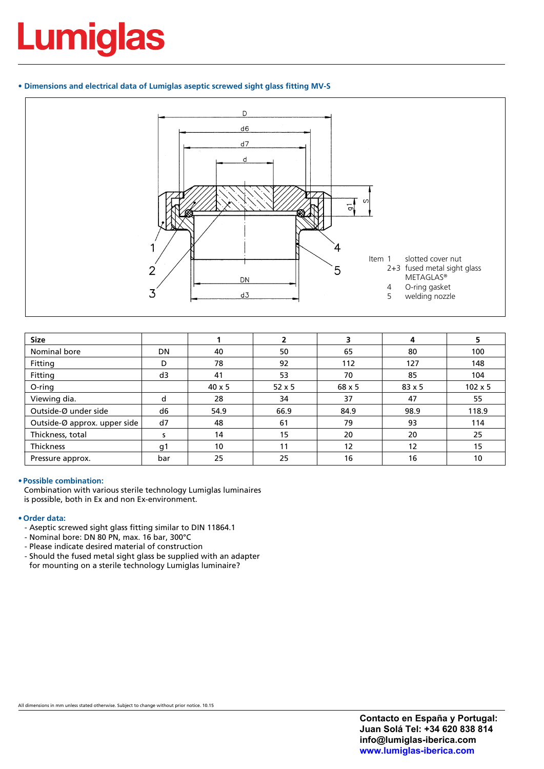# Lumiglas

**• Dimensions and electrical data of Lumiglas aseptic screwed sight glass fitting MV-S**

D
d6
d7
d
g1
s
1
2
3
4
5
DN
d3

Item 1 slotted cover nut
2+3 fused metal sight glass METAGLAS®
4 O-ring gasket
5 welding nozzle

| Size | | 1 | 2 | 3 | 4 | 5 |
|---|---|---|---|---|---|---|
| Nominal bore | DN | 40 | 50 | 65 | 80 | 100 |
| Fitting | D | 78 | 92 | 112 | 127 | 148 |
| Fitting | d3 | 41 | 53 | 70 | 85 | 104 |
| O-ring | | 40 x 5 | 52 x 5 | 68 x 5 | 83 x 5 | 102 x 5 |
| Viewing dia. | d | 28 | 34 | 37 | 47 | 55 |
| Outside-Ø under side | d6 | 54.9 | 66.9 | 84.9 | 98.9 | 118.9 |
| Outside-Ø approx. upper side | d7 | 48 | 61 | 79 | 93 | 114 |
| Thickness, total | s | 14 | 15 | 20 | 20 | 25 |
| Thickness | g1 | 10 | 11 | 12 | 12 | 15 |
| Pressure approx. | bar | 25 | 25 | 16 | 16 | 10 |

**• Possible combination:**

Combination with various sterile technology Lumiglas luminaires is possible, both in Ex and non Ex-environment.

**• Order data:**

- Aseptic screwed sight glass fitting similar to DIN 11864.1
- Nominal bore: DN 80 PN, max. 16 bar, 300°C
- Please indicate desired material of construction
- Should the fused metal sight glass be supplied with an adapter for mounting on a sterile technology Lumiglas luminaire?

All dimensions in mm unless stated otherwise. Subject to change without prior notice. 10.15

**Contacto en España y Portugal:**
**Juan Solá Tel: +34 620 838 814**
**info@lumiglas-iberica.com**
**www.lumiglas-iberica.com**